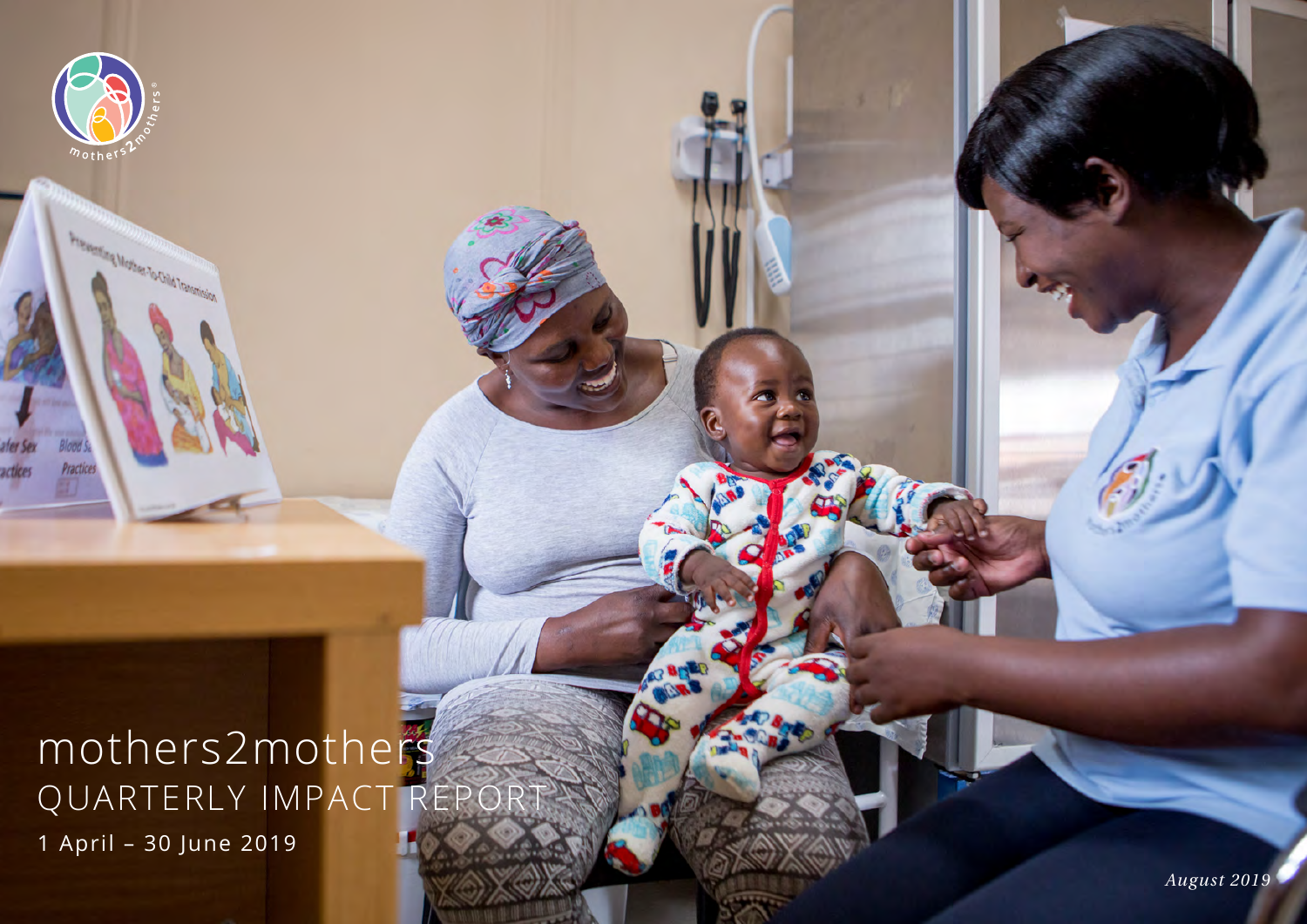# mothers2mothers

## QUARTERLY IMPACT REPORT

1 April – 30 June 2019

*August 2019*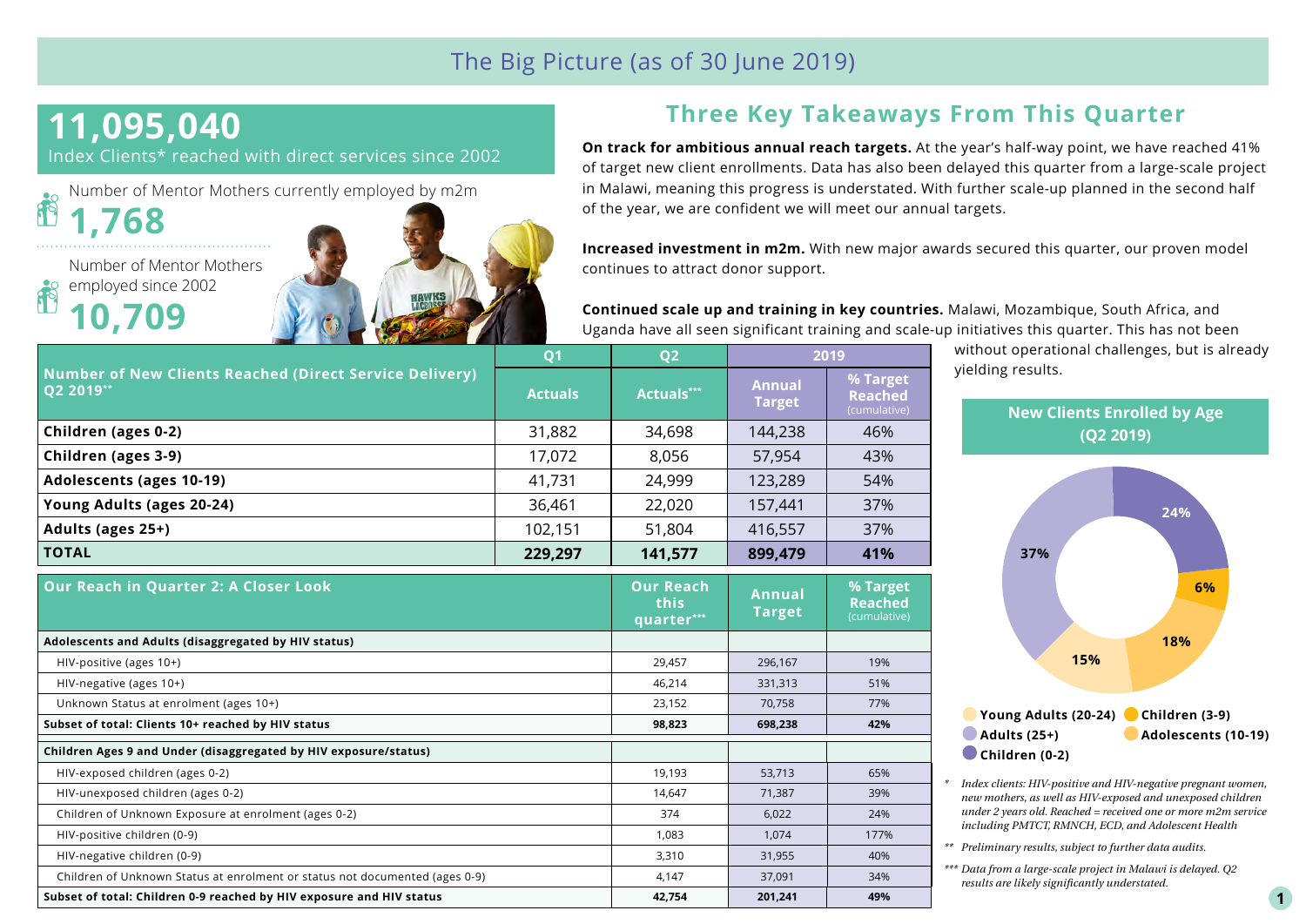# The Big Picture (as of 30 June 2019)

**11,095,040**
Index Clients* reached with direct services since 2002

Number of Mentor Mothers currently employed by m2m
**1,768**

Number of Mentor Mothers employed since 2002
**10,709**

| Number of New Clients Reached (Direct Service Delivery) Q2 2019** | Q1 | Q2 | 2019 | |
|---|---|---|---|---|
| | Actuals | Actuals*** | Annual Target | % Target Reached (cumulative) |
| **Children (ages 0-2)** | 31,882 | 34,698 | 144,238 | 46% |
| **Children (ages 3-9)** | 17,072 | 8,056 | 57,954 | 43% |
| **Adolescents (ages 10-19)** | 41,731 | 24,999 | 123,289 | 54% |
| **Young Adults (ages 20-24)** | 36,461 | 22,020 | 157,441 | 37% |
| **Adults (ages 25+)** | 102,151 | 51,804 | 416,557 | 37% |
| **TOTAL** | **229,297** | **141,577** | **899,479** | **41%** |

| Our Reach in Quarter 2: A Closer Look | Our Reach this quarter*** | Annual Target | % Target Reached (cumulative) |
|---|---|---|---|
| **Adolescents and Adults (disaggregated by HIV status)** | | | |
| HIV-positive (ages 10+) | 29,457 | 296,167 | 19% |
| HIV-negative (ages 10+) | 46,214 | 331,313 | 51% |
| Unknown Status at enrolment (ages 10+) | 23,152 | 70,758 | 77% |
| **Subset of total: Clients 10+ reached by HIV status** | **98,823** | **698,238** | **42%** |
| **Children Ages 9 and Under (disaggregated by HIV exposure/status)** | | | |
| HIV-exposed children (ages 0-2) | 19,193 | 53,713 | 65% |
| HIV-unexposed children (ages 0-2) | 14,647 | 71,387 | 39% |
| Children of Unknown Exposure at enrolment (ages 0-2) | 374 | 6,022 | 24% |
| HIV-positive children (0-9) | 1,083 | 1,074 | 177% |
| HIV-negative children (0-9) | 3,310 | 31,955 | 40% |
| Children of Unknown Status at enrolment or status not documented (ages 0-9) | 4,147 | 37,091 | 34% |
| **Subset of total: Children 0-9 reached by HIV exposure and HIV status** | **42,754** | **201,241** | **49%** |

## Three Key Takeaways From This Quarter

**On track for ambitious annual reach targets.** At the year's half-way point, we have reached 41% of target new client enrollments. Data has also been delayed this quarter from a large-scale project in Malawi, meaning this progress is understated. With further scale-up planned in the second half of the year, we are confident we will meet our annual targets.

**Increased investment in m2m.** With new major awards secured this quarter, our proven model continues to attract donor support.

**Continued scale up and training in key countries.** Malawi, Mozambique, South Africa, and Uganda have all seen significant training and scale-up initiatives this quarter. This has not been without operational challenges, but is already yielding results.

**New Clients Enrolled by Age (Q2 2019)**

- Children (0-2): 24%
- Children (3-9): 6%
- Adolescents (10-19): 18%
- Young Adults (20-24): 15%
- Adults (25+): 37%

\* *Index clients: HIV-positive and HIV-negative pregnant women, new mothers, as well as HIV-exposed and unexposed children under 2 years old. Reached = received one or more m2m service including PMTCT, RMNCH, ECD, and Adolescent Health*

\*\* *Preliminary results, subject to further data audits.*

\*\*\* *Data from a large-scale project in Malawi is delayed. Q2 results are likely significantly understated.*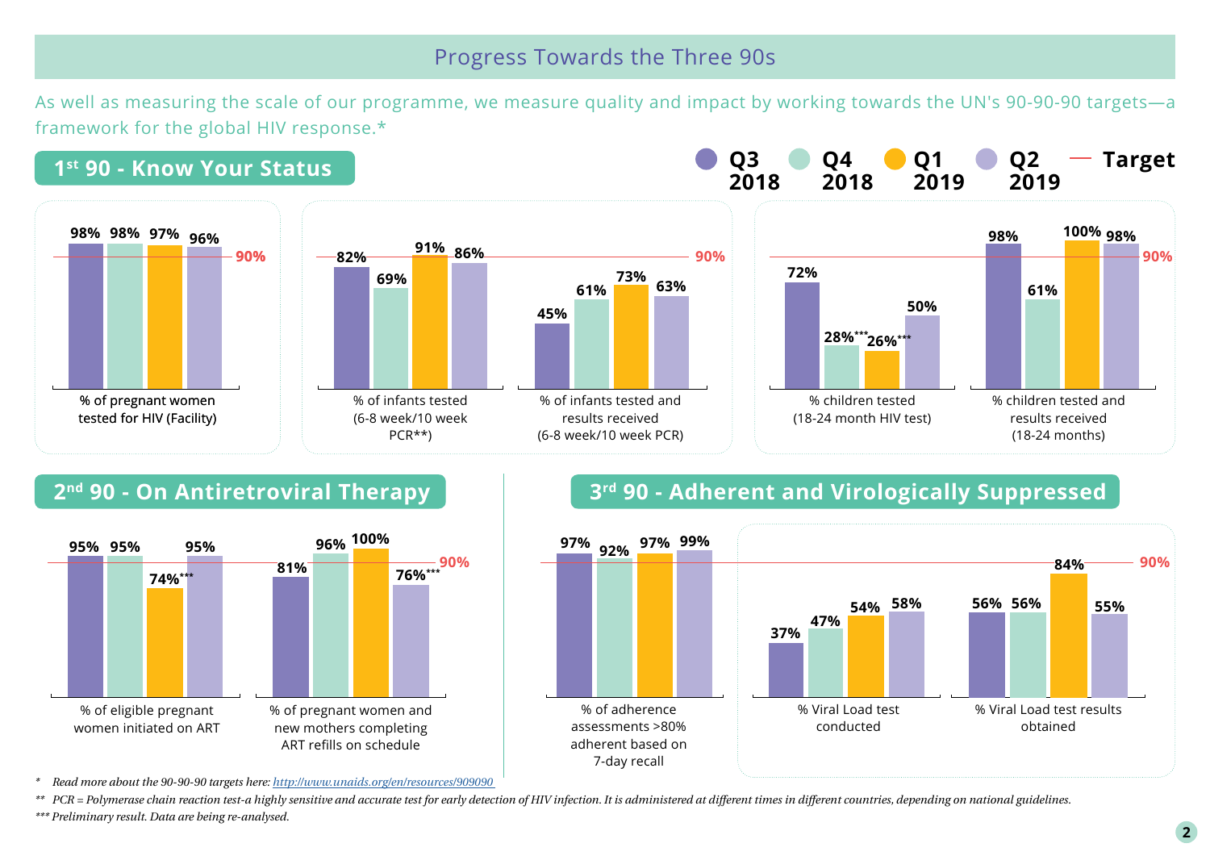# Progress Towards the Three 90s

As well as measuring the scale of our programme, we measure quality and impact by working towards the UN's 90-90-90 targets—a framework for the global HIV response.*

## 1st 90 - Know Your Status

| Indicator | Q3 2018 | Q4 2018 | Q1 2019 | Q2 2019 | Target |
|---|---|---|---|---|---|
| % of pregnant women tested for HIV (Facility) | 98% | 98% | 97% | 96% | 90% |
| % of infants tested (6-8 week/10 week PCR**) | 82% | 69% | 91% | 86% | 90% |
| % of infants tested and results received (6-8 week/10 week PCR) | 45% | 61% | 73% | 63% | 90% |
| % children tested (18-24 month HIV test) | 72% | 28%*** | 26%*** | 50% | 90% |
| % children tested and results received (18-24 months) | 98% | 61% | 100% | 98% | 90% |

## 2nd 90 - On Antiretroviral Therapy

| Indicator | Q3 2018 | Q4 2018 | Q1 2019 | Q2 2019 | Target |
|---|---|---|---|---|---|
| % of eligible pregnant women initiated on ART | 95% | 95% | 74%*** | 95% | 90% |
| % of pregnant women and new mothers completing ART refills on schedule | 81% | 96% | 100% | 76%*** | 90% |

## 3rd 90 - Adherent and Virologically Suppressed

| Indicator | Q3 2018 | Q4 2018 | Q1 2019 | Q2 2019 | Target |
|---|---|---|---|---|---|
| % of adherence assessments >80% adherent based on 7-day recall | 97% | 92% | 97% | 99% | 90% |
| % Viral Load test conducted | 37% | 47% | 54% | 58% | 90% |
| % Viral Load test results obtained | 56% | 56% | 84% | 55% | 90% |

*\* Read more about the 90-90-90 targets here: http://www.unaids.org/en/resources/909090*

*\*\* PCR = Polymerase chain reaction test-a highly sensitive and accurate test for early detection of HIV infection. It is administered at different times in different countries, depending on national guidelines.*

*\*\*\* Preliminary result. Data are being re-analysed.*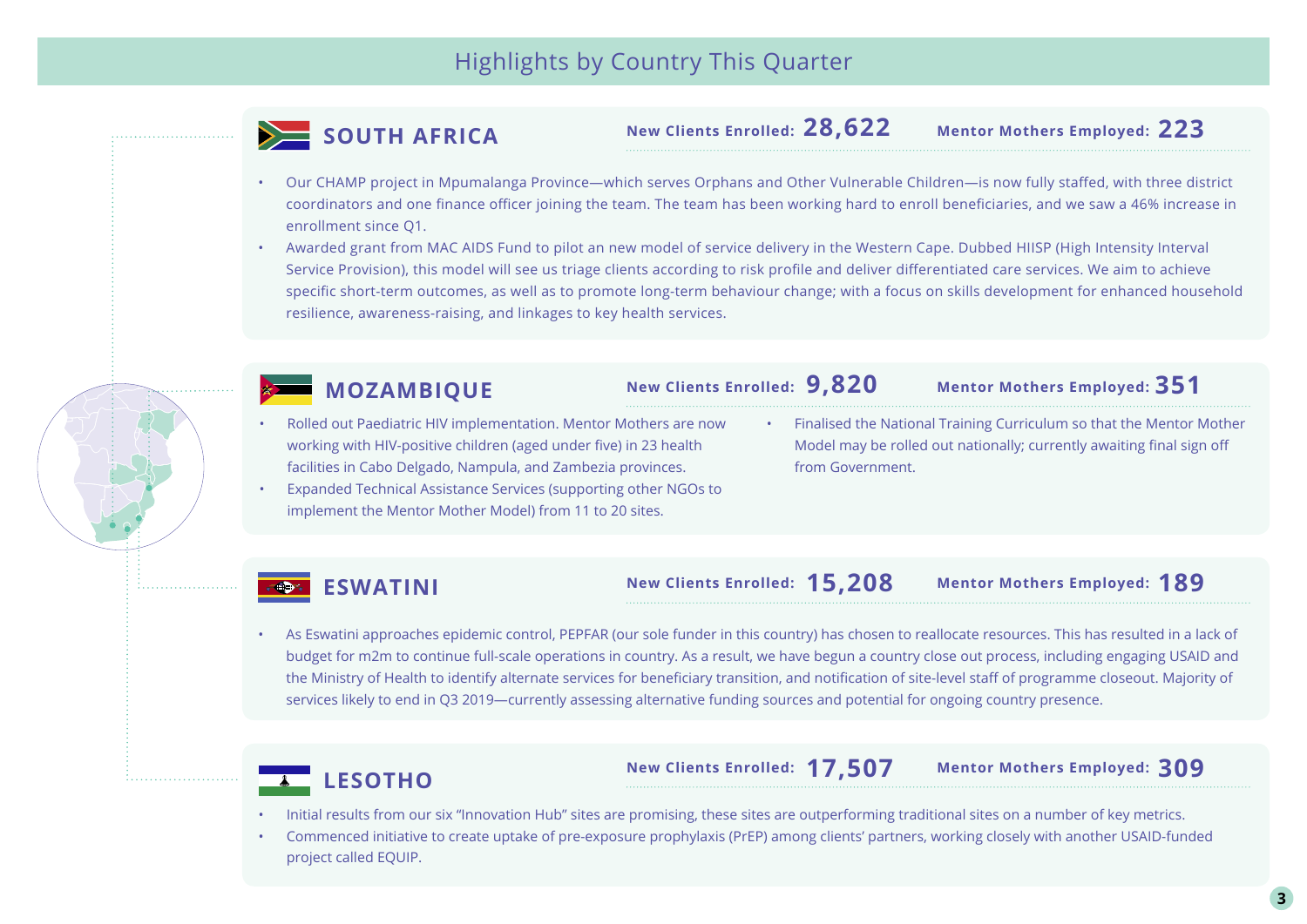# Highlights by Country This Quarter

## SOUTH AFRICA

**New Clients Enrolled: 28,622** **Mentor Mothers Employed: 223**

- Our CHAMP project in Mpumalanga Province—which serves Orphans and Other Vulnerable Children—is now fully staffed, with three district coordinators and one finance officer joining the team. The team has been working hard to enroll beneficiaries, and we saw a 46% increase in enrollment since Q1.
- Awarded grant from MAC AIDS Fund to pilot an new model of service delivery in the Western Cape. Dubbed HIISP (High Intensity Interval Service Provision), this model will see us triage clients according to risk profile and deliver differentiated care services. We aim to achieve specific short-term outcomes, as well as to promote long-term behaviour change; with a focus on skills development for enhanced household resilience, awareness-raising, and linkages to key health services.

## MOZAMBIQUE

**New Clients Enrolled: 9,820** **Mentor Mothers Employed: 351**

- Rolled out Paediatric HIV implementation. Mentor Mothers are now working with HIV-positive children (aged under five) in 23 health facilities in Cabo Delgado, Nampula, and Zambezia provinces.
- Expanded Technical Assistance Services (supporting other NGOs to implement the Mentor Mother Model) from 11 to 20 sites.
- Finalised the National Training Curriculum so that the Mentor Mother Model may be rolled out nationally; currently awaiting final sign off from Government.

## ESWATINI

**New Clients Enrolled: 15,208** **Mentor Mothers Employed: 189**

- As Eswatini approaches epidemic control, PEPFAR (our sole funder in this country) has chosen to reallocate resources. This has resulted in a lack of budget for m2m to continue full-scale operations in country. As a result, we have begun a country close out process, including engaging USAID and the Ministry of Health to identify alternate services for beneficiary transition, and notification of site-level staff of programme closeout. Majority of services likely to end in Q3 2019—currently assessing alternative funding sources and potential for ongoing country presence.

## LESOTHO

**New Clients Enrolled: 17,507** **Mentor Mothers Employed: 309**

- Initial results from our six "Innovation Hub" sites are promising, these sites are outperforming traditional sites on a number of key metrics.
- Commenced initiative to create uptake of pre-exposure prophylaxis (PrEP) among clients' partners, working closely with another USAID-funded project called EQUIP.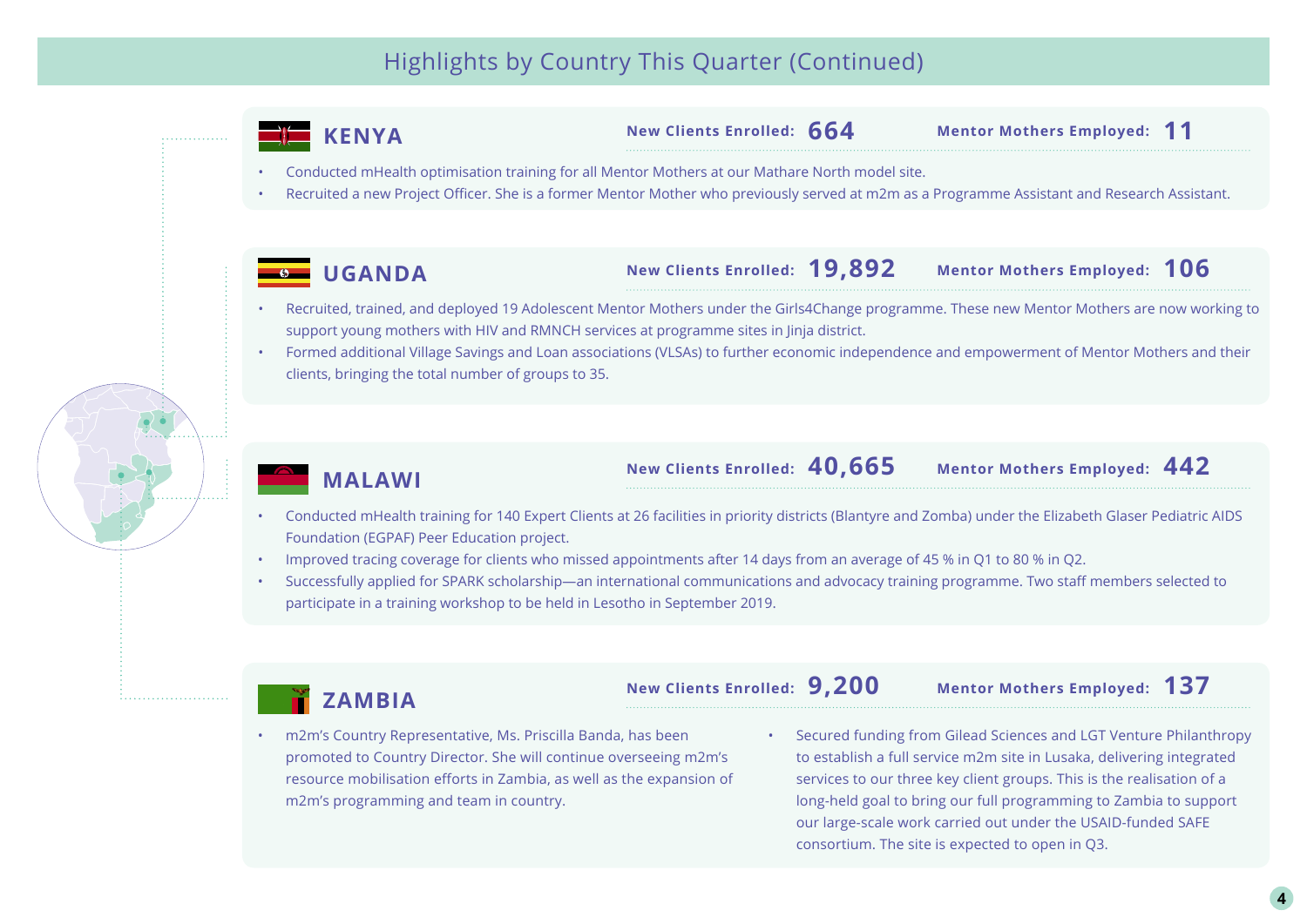# Highlights by Country This Quarter (Continued)

## KENYA

**New Clients Enrolled:** **664** **Mentor Mothers Employed:** **11**

- Conducted mHealth optimisation training for all Mentor Mothers at our Mathare North model site.
- Recruited a new Project Officer. She is a former Mentor Mother who previously served at m2m as a Programme Assistant and Research Assistant.

## UGANDA

**New Clients Enrolled:** **19,892** **Mentor Mothers Employed:** **106**

- Recruited, trained, and deployed 19 Adolescent Mentor Mothers under the Girls4Change programme. These new Mentor Mothers are now working to support young mothers with HIV and RMNCH services at programme sites in Jinja district.
- Formed additional Village Savings and Loan associations (VLSAs) to further economic independence and empowerment of Mentor Mothers and their clients, bringing the total number of groups to 35.

## MALAWI

**New Clients Enrolled:** **40,665** **Mentor Mothers Employed:** **442**

- Conducted mHealth training for 140 Expert Clients at 26 facilities in priority districts (Blantyre and Zomba) under the Elizabeth Glaser Pediatric AIDS Foundation (EGPAF) Peer Education project.
- Improved tracing coverage for clients who missed appointments after 14 days from an average of 45 % in Q1 to 80 % in Q2.
- Successfully applied for SPARK scholarship—an international communications and advocacy training programme. Two staff members selected to participate in a training workshop to be held in Lesotho in September 2019.

## ZAMBIA

**New Clients Enrolled:** **9,200** **Mentor Mothers Employed:** **137**

- m2m's Country Representative, Ms. Priscilla Banda, has been promoted to Country Director. She will continue overseeing m2m's resource mobilisation efforts in Zambia, as well as the expansion of m2m's programming and team in country.
- Secured funding from Gilead Sciences and LGT Venture Philanthropy to establish a full service m2m site in Lusaka, delivering integrated services to our three key client groups. This is the realisation of a long-held goal to bring our full programming to Zambia to support our large-scale work carried out under the USAID-funded SAFE consortium. The site is expected to open in Q3.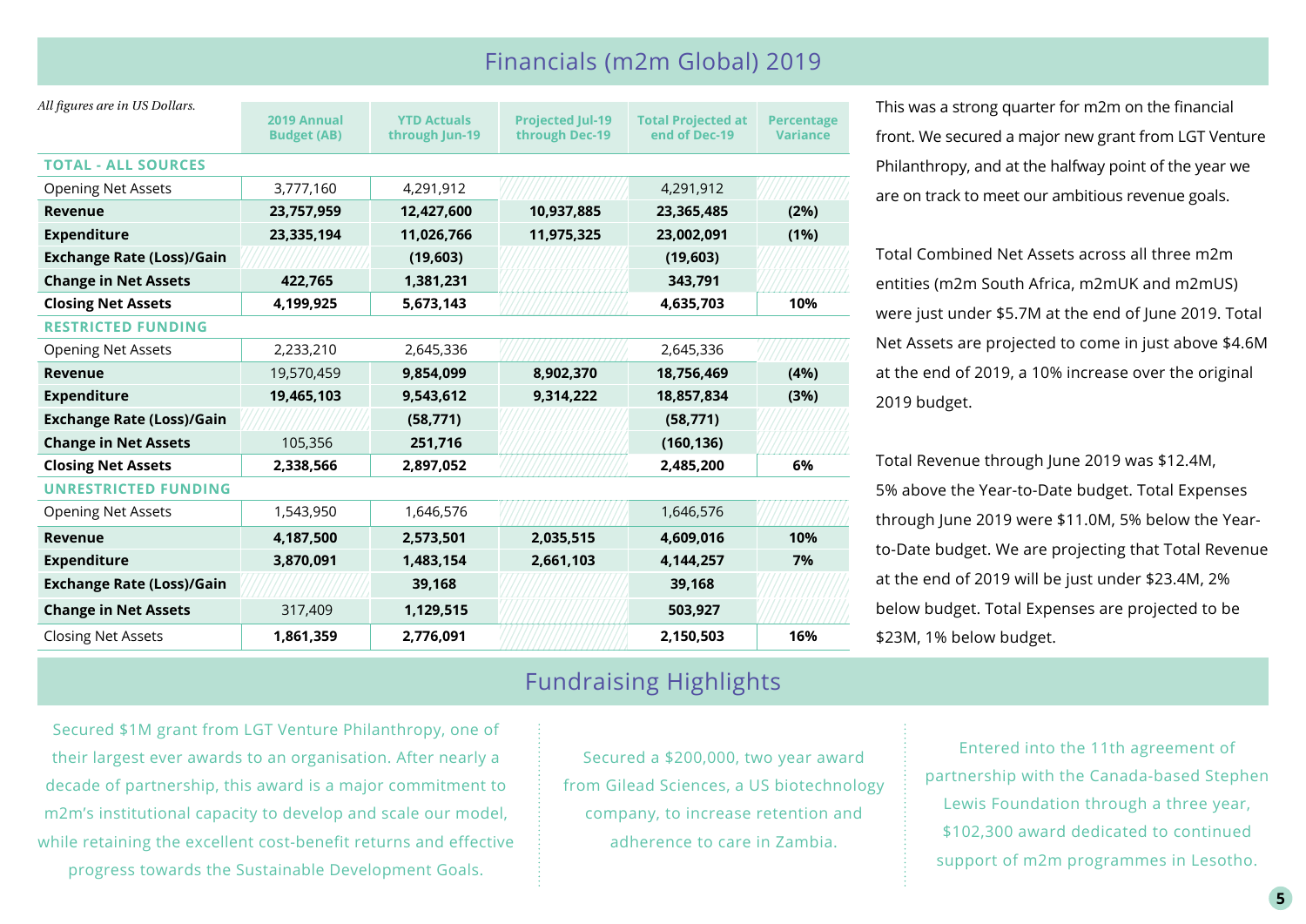# Financials (m2m Global) 2019

*All figures are in US Dollars.*

| | 2019 Annual Budget (AB) | YTD Actuals through Jun-19 | Projected Jul-19 through Dec-19 | Total Projected at end of Dec-19 | Percentage Variance |
|---|---|---|---|---|---|
| **TOTAL - ALL SOURCES** | | | | | |
| Opening Net Assets | 3,777,160 | 4,291,912 | | 4,291,912 | |
| **Revenue** | **23,757,959** | **12,427,600** | **10,937,885** | **23,365,485** | **(2%)** |
| **Expenditure** | **23,335,194** | **11,026,766** | **11,975,325** | **23,002,091** | **(1%)** |
| **Exchange Rate (Loss)/Gain** | | **(19,603)** | | **(19,603)** | |
| **Change in Net Assets** | **422,765** | **1,381,231** | | **343,791** | |
| **Closing Net Assets** | **4,199,925** | **5,673,143** | | **4,635,703** | **10%** |
| **RESTRICTED FUNDING** | | | | | |
| Opening Net Assets | 2,233,210 | 2,645,336 | | 2,645,336 | |
| **Revenue** | 19,570,459 | **9,854,099** | **8,902,370** | **18,756,469** | **(4%)** |
| **Expenditure** | **19,465,103** | **9,543,612** | **9,314,222** | **18,857,834** | **(3%)** |
| **Exchange Rate (Loss)/Gain** | | **(58,771)** | | **(58,771)** | |
| **Change in Net Assets** | 105,356 | **251,716** | | **(160,136)** | |
| **Closing Net Assets** | **2,338,566** | **2,897,052** | | **2,485,200** | **6%** |
| **UNRESTRICTED FUNDING** | | | | | |
| Opening Net Assets | 1,543,950 | 1,646,576 | | 1,646,576 | |
| **Revenue** | **4,187,500** | **2,573,501** | **2,035,515** | **4,609,016** | **10%** |
| **Expenditure** | **3,870,091** | **1,483,154** | **2,661,103** | **4,144,257** | **7%** |
| **Exchange Rate (Loss)/Gain** | | **39,168** | | **39,168** | |
| **Change in Net Assets** | 317,409 | **1,129,515** | | **503,927** | |
| Closing Net Assets | **1,861,359** | **2,776,091** | | **2,150,503** | **16%** |

This was a strong quarter for m2m on the financial front. We secured a major new grant from LGT Venture Philanthropy, and at the halfway point of the year we are on track to meet our ambitious revenue goals.

Total Combined Net Assets across all three m2m entities (m2m South Africa, m2mUK and m2mUS) were just under $5.7M at the end of June 2019. Total Net Assets are projected to come in just above $4.6M at the end of 2019, a 10% increase over the original 2019 budget.

Total Revenue through June 2019 was $12.4M, 5% above the Year-to-Date budget. Total Expenses through June 2019 were $11.0M, 5% below the Year-to-Date budget. We are projecting that Total Revenue at the end of 2019 will be just under $23.4M, 2% below budget. Total Expenses are projected to be $23M, 1% below budget.

# Fundraising Highlights

Secured $1M grant from LGT Venture Philanthropy, one of their largest ever awards to an organisation. After nearly a decade of partnership, this award is a major commitment to m2m's institutional capacity to develop and scale our model, while retaining the excellent cost-benefit returns and effective progress towards the Sustainable Development Goals.

Secured a $200,000, two year award from Gilead Sciences, a US biotechnology company, to increase retention and adherence to care in Zambia.

Entered into the 11th agreement of partnership with the Canada-based Stephen Lewis Foundation through a three year, $102,300 award dedicated to continued support of m2m programmes in Lesotho.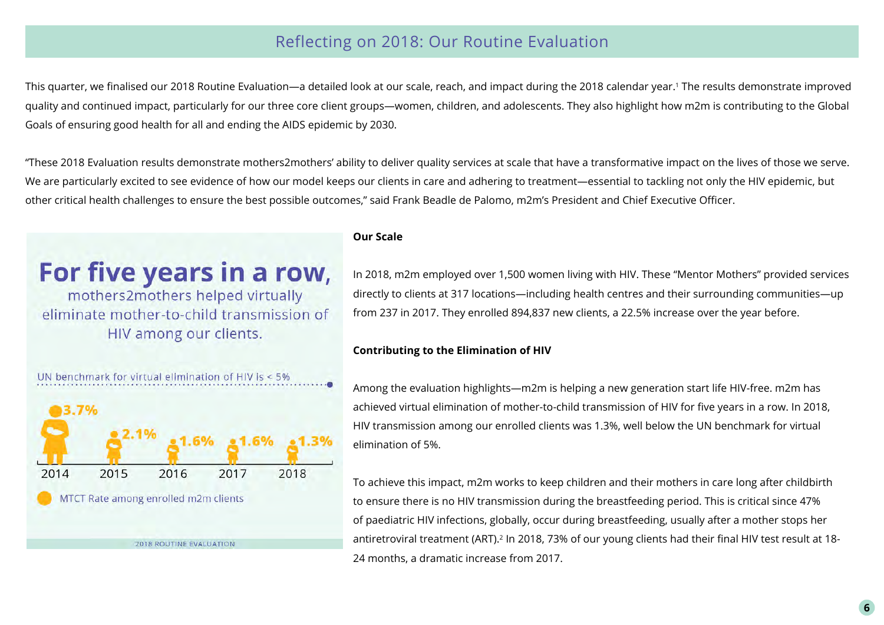## Reflecting on 2018: Our Routine Evaluation

This quarter, we finalised our 2018 Routine Evaluation—a detailed look at our scale, reach, and impact during the 2018 calendar year.[1] The results demonstrate improved quality and continued impact, particularly for our three core client groups—women, children, and adolescents. They also highlight how m2m is contributing to the Global Goals of ensuring good health for all and ending the AIDS epidemic by 2030.

"These 2018 Evaluation results demonstrate mothers2mothers' ability to deliver quality services at scale that have a transformative impact on the lives of those we serve. We are particularly excited to see evidence of how our model keeps our clients in care and adhering to treatment—essential to tackling not only the HIV epidemic, but other critical health challenges to ensure the best possible outcomes," said Frank Beadle de Palomo, m2m's President and Chief Executive Officer.

**For five years in a row,** mothers2mothers helped virtually eliminate mother-to-child transmission of HIV among our clients.

UN benchmark for virtual elimination of HIV is < 5%

| 2014 | 2015 | 2016 | 2017 | 2018 |
|---|---|---|---|---|
| 3.7% | 2.1% | 1.6% | 1.6% | 1.3% |

MTCT Rate among enrolled m2m clients

2018 ROUTINE EVALUATION

**Our Scale**

In 2018, m2m employed over 1,500 women living with HIV. These "Mentor Mothers" provided services directly to clients at 317 locations—including health centres and their surrounding communities—up from 237 in 2017. They enrolled 894,837 new clients, a 22.5% increase over the year before.

**Contributing to the Elimination of HIV**

Among the evaluation highlights—m2m is helping a new generation start life HIV-free. m2m has achieved virtual elimination of mother-to-child transmission of HIV for five years in a row. In 2018, HIV transmission among our enrolled clients was 1.3%, well below the UN benchmark for virtual elimination of 5%.

To achieve this impact, m2m works to keep children and their mothers in care long after childbirth to ensure there is no HIV transmission during the breastfeeding period. This is critical since 47% of paediatric HIV infections, globally, occur during breastfeeding, usually after a mother stops her antiretroviral treatment (ART).[2] In 2018, 73% of our young clients had their final HIV test result at 18-24 months, a dramatic increase from 2017.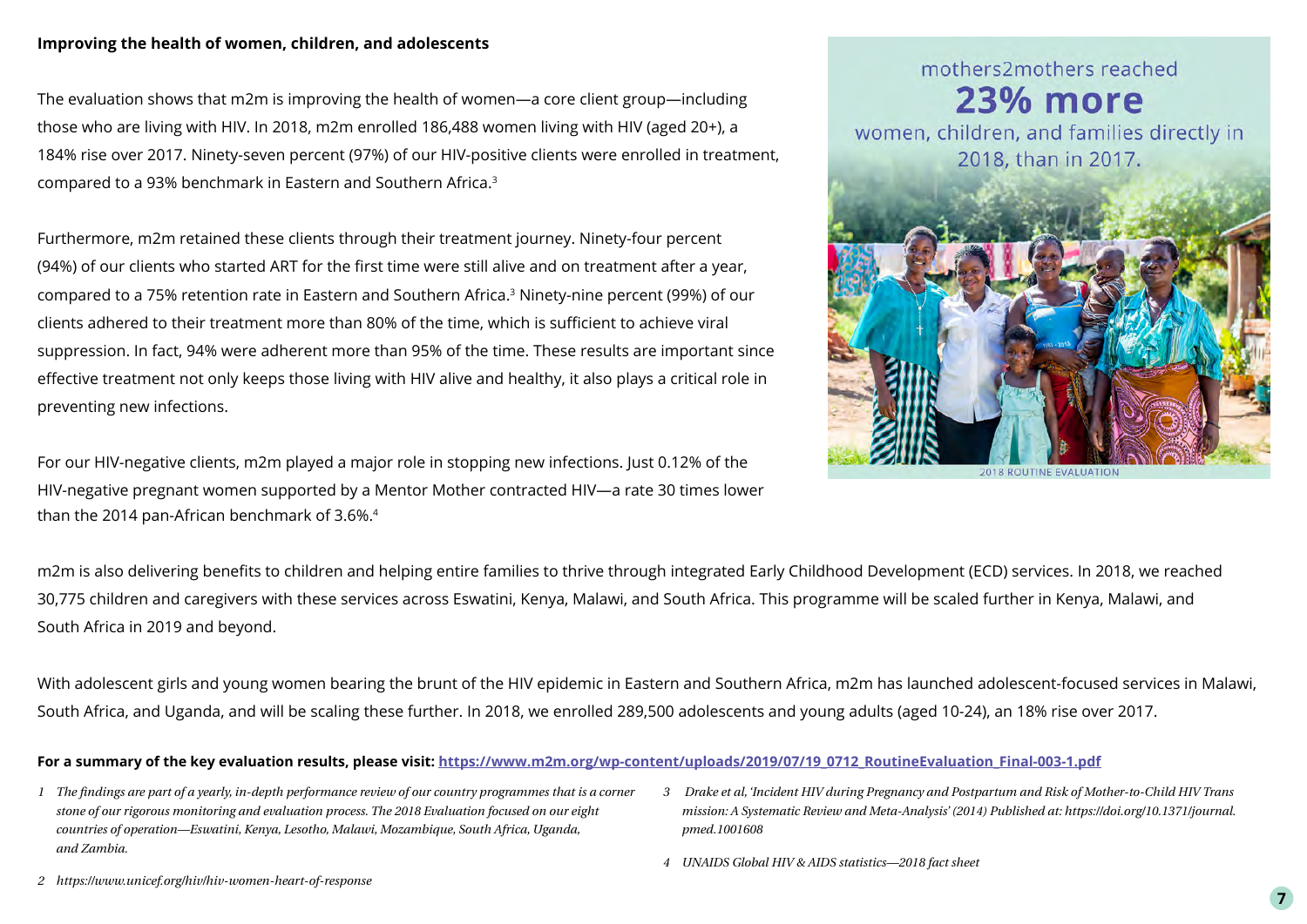**Improving the health of women, children, and adolescents**

The evaluation shows that m2m is improving the health of women—a core client group—including those who are living with HIV. In 2018, m2m enrolled 186,488 women living with HIV (aged 20+), a 184% rise over 2017. Ninety-seven percent (97%) of our HIV-positive clients were enrolled in treatment, compared to a 93% benchmark in Eastern and Southern Africa.[3]

Furthermore, m2m retained these clients through their treatment journey. Ninety-four percent (94%) of our clients who started ART for the first time were still alive and on treatment after a year, compared to a 75% retention rate in Eastern and Southern Africa.[3] Ninety-nine percent (99%) of our clients adhered to their treatment more than 80% of the time, which is sufficient to achieve viral suppression. In fact, 94% were adherent more than 95% of the time. These results are important since effective treatment not only keeps those living with HIV alive and healthy, it also plays a critical role in preventing new infections.

For our HIV-negative clients, m2m played a major role in stopping new infections. Just 0.12% of the HIV-negative pregnant women supported by a Mentor Mother contracted HIV—a rate 30 times lower than the 2014 pan-African benchmark of 3.6%.[4]

mothers2mothers reached **23% more** women, children, and families directly in 2018, than in 2017.

2018 ROUTINE EVALUATION

m2m is also delivering benefits to children and helping entire families to thrive through integrated Early Childhood Development (ECD) services. In 2018, we reached 30,775 children and caregivers with these services across Eswatini, Kenya, Malawi, and South Africa. This programme will be scaled further in Kenya, Malawi, and South Africa in 2019 and beyond.

With adolescent girls and young women bearing the brunt of the HIV epidemic in Eastern and Southern Africa, m2m has launched adolescent-focused services in Malawi, South Africa, and Uganda, and will be scaling these further. In 2018, we enrolled 289,500 adolescents and young adults (aged 10-24), an 18% rise over 2017.

**For a summary of the key evaluation results, please visit: [https://www.m2m.org/wp-content/uploads/2019/07/19_0712_RoutineEvaluation_Final-003-1.pdf](https://www.m2m.org/wp-content/uploads/2019/07/19_0712_RoutineEvaluation_Final-003-1.pdf)**

*1 The findings are part of a yearly, in-depth performance review of our country programmes that is a corner stone of our rigorous monitoring and evaluation process. The 2018 Evaluation focused on our eight countries of operation—Eswatini, Kenya, Lesotho, Malawi, Mozambique, South Africa, Uganda, and Zambia.*

*2 https://www.unicef.org/hiv/hiv-women-heart-of-response*

*3 Drake et al, 'Incident HIV during Pregnancy and Postpartum and Risk of Mother-to-Child HIV Transmission: A Systematic Review and Meta-Analysis' (2014) Published at: https://doi.org/10.1371/journal.pmed.1001608*

*4 UNAIDS Global HIV & AIDS statistics—2018 fact sheet*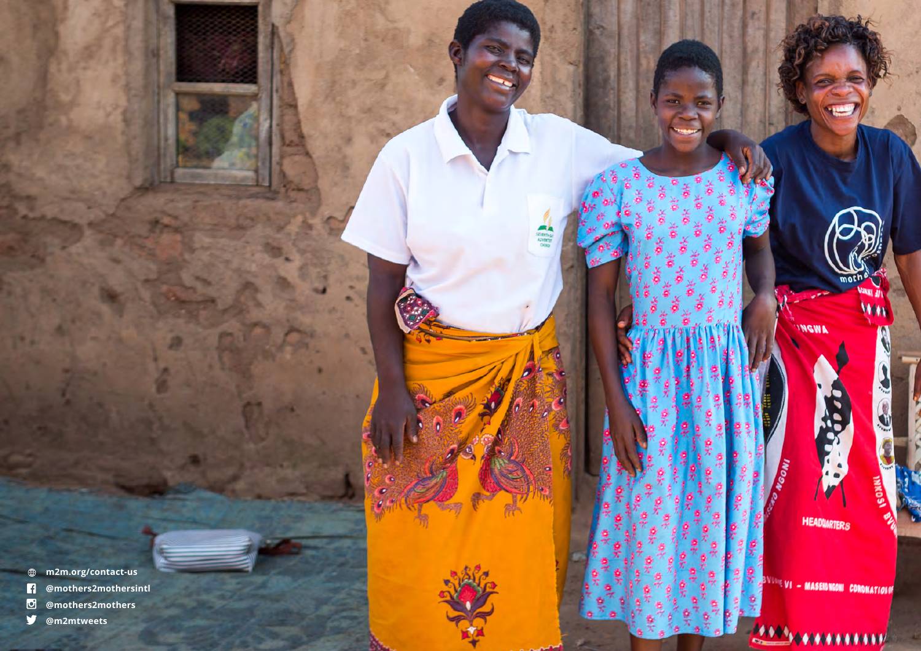m2m.org/contact-us

@mothers2mothersintl

@mothers2mothers

@m2mtweets